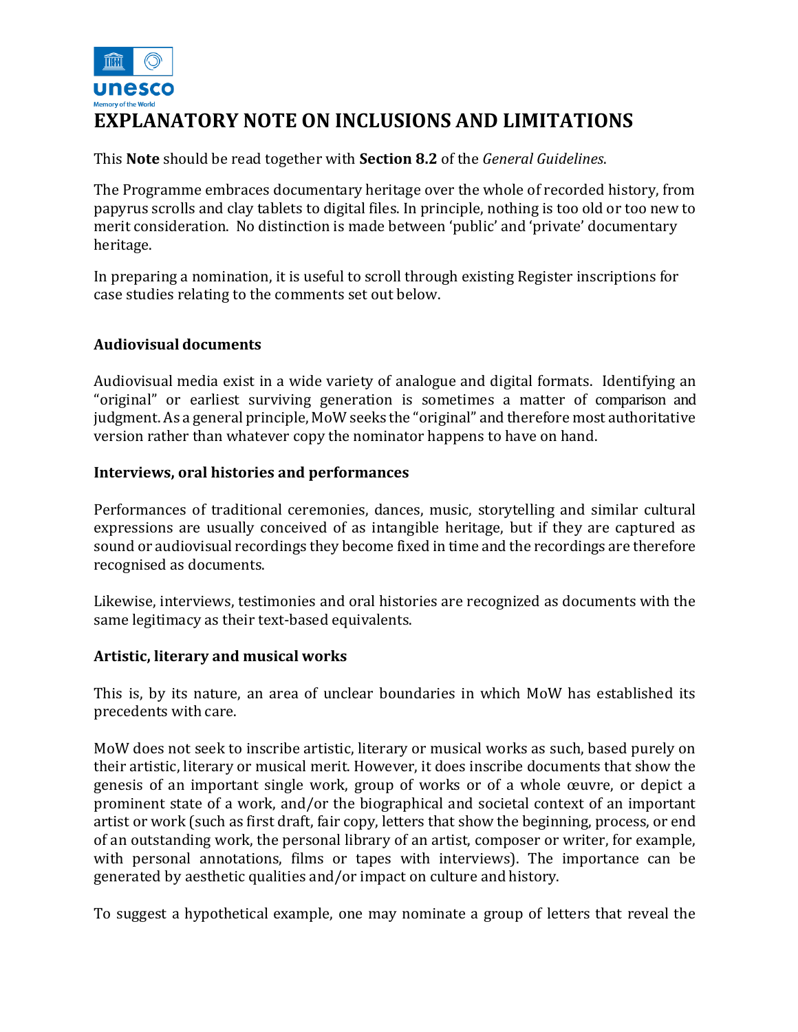# EXPLANATORY NOTE ON INCLUSIONS AND LIMITATIONS

This **Note** should be read together with **Section 8.2** of the *General Guidelines*.

The Programme embraces documentary heritage over the whole of recorded history, from papyrus scrolls and clay tablets to digital files. In principle, nothing is too old or too new to merit consideration. No distinction is made between 'public' and 'private' documentary heritage.

In preparing a nomination, it is useful to scroll through existing Register inscriptions for case studies relating to the comments set out below.

### Audiovisual documents

Audiovisual media exist in a wide variety of analogue and digital formats. Identifying an "original" or earliest surviving generation is sometimes a matter of comparison and judgment. As a general principle, MoW seeks the "original" and therefore most authoritative version rather than whatever copy the nominator happens to have on hand.

### Interviews, oral histories and performances

Performances of traditional ceremonies, dances, music, storytelling and similar cultural expressions are usually conceived of as intangible heritage, but if they are captured as sound or audiovisual recordings they become fixed in time and the recordings are therefore recognised as documents.

Likewise, interviews, testimonies and oral histories are recognized as documents with the same legitimacy as their text-based equivalents.

### Artistic, literary and musical works

This is, by its nature, an area of unclear boundaries in which MoW has established its precedents with care.

MoW does not seek to inscribe artistic, literary or musical works as such, based purely on their artistic, literary or musical merit. However, it does inscribe documents that show the genesis of an important single work, group of works or of a whole œuvre, or depict a prominent state of a work, and/or the biographical and societal context of an important artist or work (such as first draft, fair copy, letters that show the beginning, process, or end of an outstanding work, the personal library of an artist, composer or writer, for example, with personal annotations, films or tapes with interviews). The importance can be generated by aesthetic qualities and/or impact on culture and history.

To suggest a hypothetical example, one may nominate a group of letters that reveal the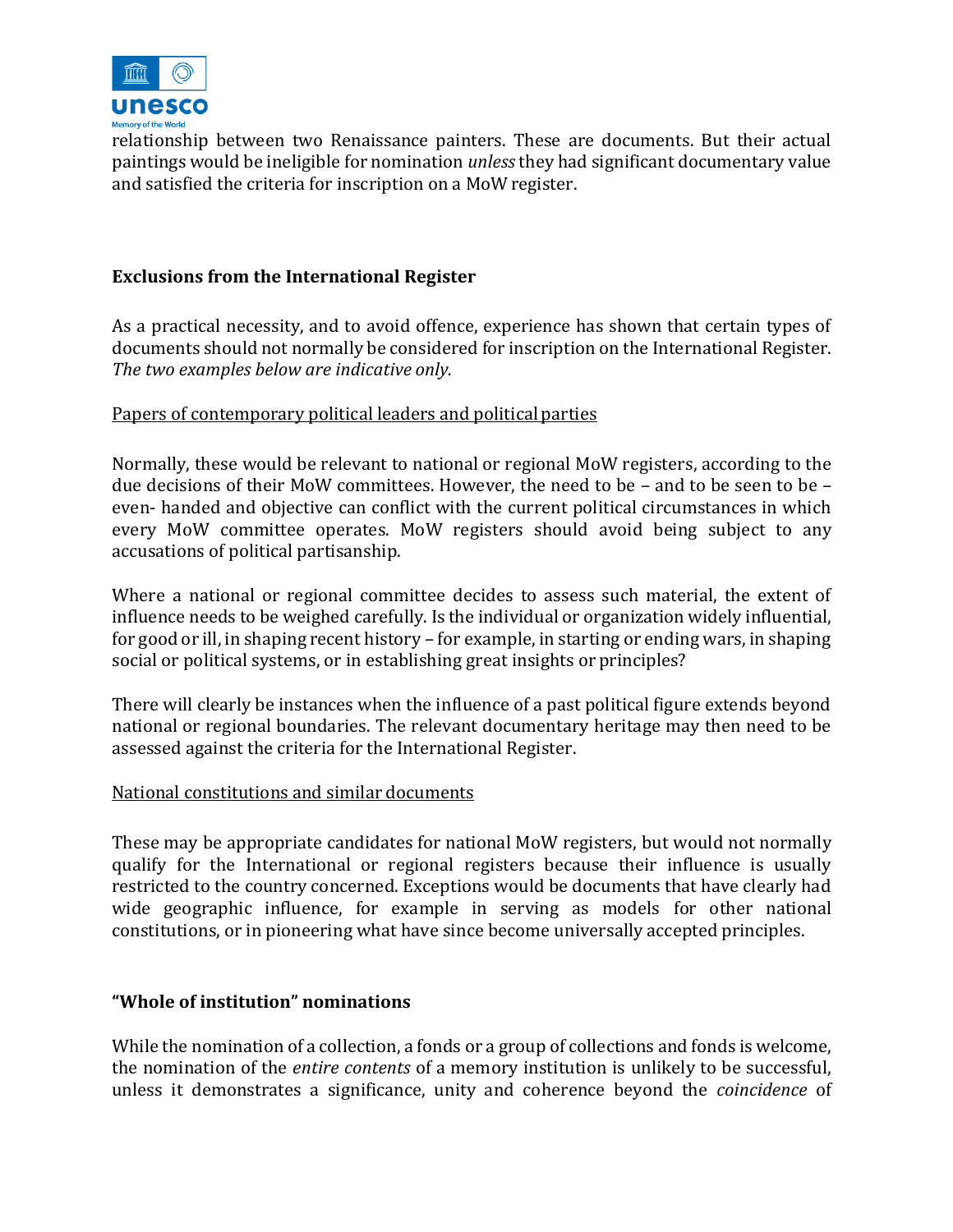relationship between two Renaissance painters. These are documents. But their actual paintings would be ineligible for nomination *unless* they had significant documentary value and satisfied the criteria for inscription on a MoW register.

## Exclusions from the International Register

As a practical necessity, and to avoid offence, experience has shown that certain types of documents should not normally be considered for inscription on the International Register. *The two examples below are indicative only.*

### Papers of contemporary political leaders and political parties

Normally, these would be relevant to national or regional MoW registers, according to the due decisions of their MoW committees. However, the need to be – and to be seen to be – even- handed and objective can conflict with the current political circumstances in which every MoW committee operates. MoW registers should avoid being subject to any accusations of political partisanship.

Where a national or regional committee decides to assess such material, the extent of influence needs to be weighed carefully. Is the individual or organization widely influential, for good or ill, in shaping recent history – for example, in starting or ending wars, in shaping social or political systems, or in establishing great insights or principles?

There will clearly be instances when the influence of a past political figure extends beyond national or regional boundaries. The relevant documentary heritage may then need to be assessed against the criteria for the International Register.

### National constitutions and similar documents

These may be appropriate candidates for national MoW registers, but would not normally qualify for the International or regional registers because their influence is usually restricted to the country concerned. Exceptions would be documents that have clearly had wide geographic influence, for example in serving as models for other national constitutions, or in pioneering what have since become universally accepted principles.

## "Whole of institution" nominations

While the nomination of a collection, a fonds or a group of collections and fonds is welcome, the nomination of the *entire contents* of a memory institution is unlikely to be successful, unless it demonstrates a significance, unity and coherence beyond the *coincidence* of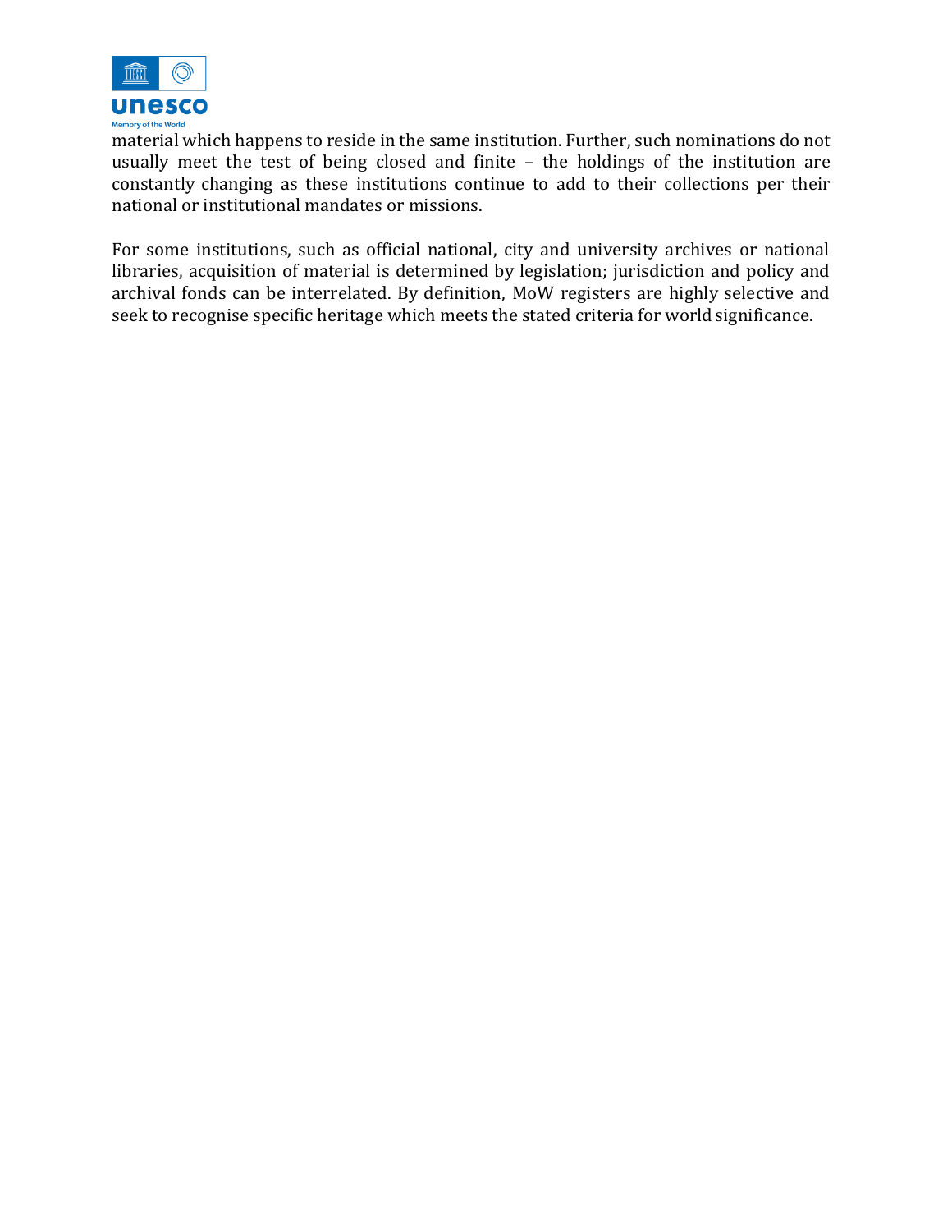material which happens to reside in the same institution. Further, such nominations do not usually meet the test of being closed and finite – the holdings of the institution are constantly changing as these institutions continue to add to their collections per their national or institutional mandates or missions.

For some institutions, such as official national, city and university archives or national libraries, acquisition of material is determined by legislation; jurisdiction and policy and archival fonds can be interrelated. By definition, MoW registers are highly selective and seek to recognise specific heritage which meets the stated criteria for world significance.